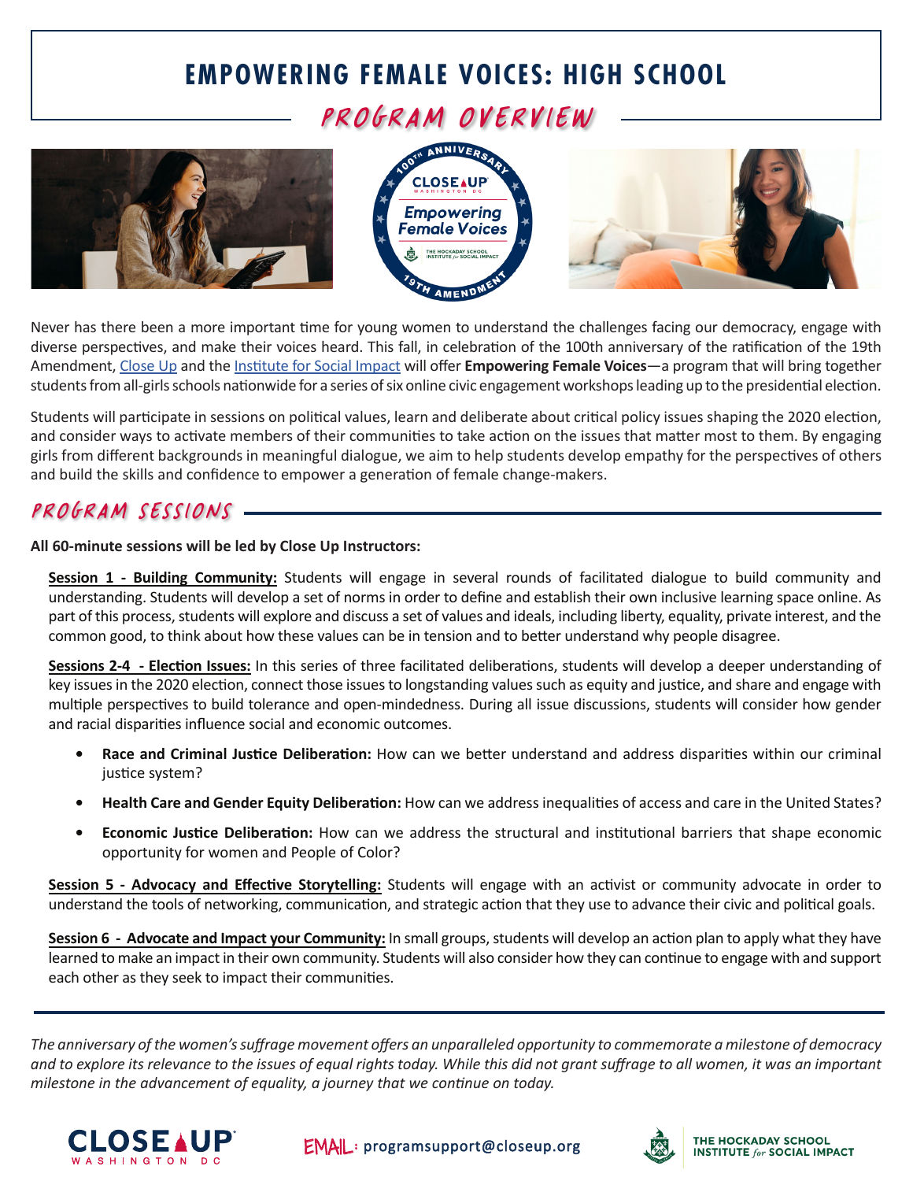# EMPOWERING FEMALE VOICES: HIGH SCHOOL

## PROGRAM OVERVIEW

Never has there been a more important time for young women to understand the challenges facing our democracy, engage with diverse perspectives, and make their voices heard. This fall, in celebration of the 100th anniversary of the ratification of the 19th Amendment, Close Up and the Institute for Social Impact will offer **Empowering Female Voices**—a program that will bring together students from all-girls schools nationwide for a series of six online civic engagement workshops leading up to the presidential election.

Students will participate in sessions on political values, learn and deliberate about critical policy issues shaping the 2020 election, and consider ways to activate members of their communities to take action on the issues that matter most to them. By engaging girls from different backgrounds in meaningful dialogue, we aim to help students develop empathy for the perspectives of others and build the skills and confidence to empower a generation of female change-makers.

## PROGRAM SESSIONS

**All 60-minute sessions will be led by Close Up Instructors:**

**Session 1 - Building Community:** Students will engage in several rounds of facilitated dialogue to build community and understanding. Students will develop a set of norms in order to define and establish their own inclusive learning space online. As part of this process, students will explore and discuss a set of values and ideals, including liberty, equality, private interest, and the common good, to think about how these values can be in tension and to better understand why people disagree.

**Sessions 2-4 - Election Issues:** In this series of three facilitated deliberations, students will develop a deeper understanding of key issues in the 2020 election, connect those issues to longstanding values such as equity and justice, and share and engage with multiple perspectives to build tolerance and open-mindedness. During all issue discussions, students will consider how gender and racial disparities influence social and economic outcomes.

- **Race and Criminal Justice Deliberation:** How can we better understand and address disparities within our criminal justice system?
- **Health Care and Gender Equity Deliberation:** How can we address inequalities of access and care in the United States?
- **Economic Justice Deliberation:** How can we address the structural and institutional barriers that shape economic opportunity for women and People of Color?

**Session 5 - Advocacy and Effective Storytelling:** Students will engage with an activist or community advocate in order to understand the tools of networking, communication, and strategic action that they use to advance their civic and political goals.

**Session 6 - Advocate and Impact your Community:** In small groups, students will develop an action plan to apply what they have learned to make an impact in their own community. Students will also consider how they can continue to engage with and support each other as they seek to impact their communities.

---

*The anniversary of the women's suffrage movement offers an unparalleled opportunity to commemorate a milestone of democracy and to explore its relevance to the issues of equal rights today. While this did not grant suffrage to all women, it was an important milestone in the advancement of equality, a journey that we continue on today.*

CLOSE UP WASHINGTON DC

EMAIL: programsupport@closeup.org

THE HOCKADAY SCHOOL INSTITUTE *for* SOCIAL IMPACT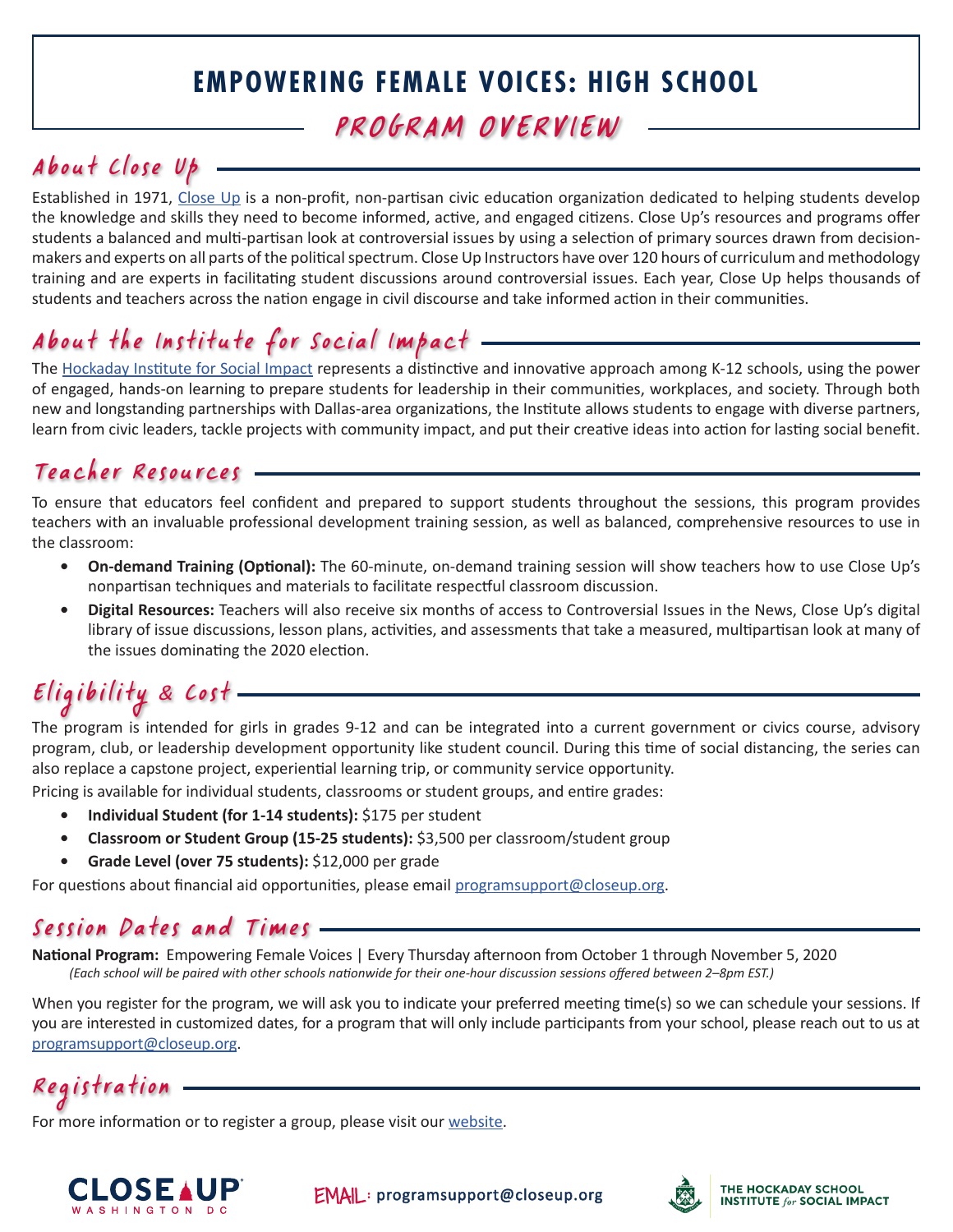# EMPOWERING FEMALE VOICES: HIGH SCHOOL

## PROGRAM OVERVIEW

## About Close Up

Established in 1971, Close Up is a non-profit, non-partisan civic education organization dedicated to helping students develop the knowledge and skills they need to become informed, active, and engaged citizens. Close Up's resources and programs offer students a balanced and multi-partisan look at controversial issues by using a selection of primary sources drawn from decision-makers and experts on all parts of the political spectrum. Close Up Instructors have over 120 hours of curriculum and methodology training and are experts in facilitating student discussions around controversial issues. Each year, Close Up helps thousands of students and teachers across the nation engage in civil discourse and take informed action in their communities.

## About the Institute for Social Impact

The Hockaday Institute for Social Impact represents a distinctive and innovative approach among K-12 schools, using the power of engaged, hands-on learning to prepare students for leadership in their communities, workplaces, and society. Through both new and longstanding partnerships with Dallas-area organizations, the Institute allows students to engage with diverse partners, learn from civic leaders, tackle projects with community impact, and put their creative ideas into action for lasting social benefit.

## Teacher Resources

To ensure that educators feel confident and prepared to support students throughout the sessions, this program provides teachers with an invaluable professional development training session, as well as balanced, comprehensive resources to use in the classroom:

- **On-demand Training (Optional):** The 60-minute, on-demand training session will show teachers how to use Close Up's nonpartisan techniques and materials to facilitate respectful classroom discussion.
- **Digital Resources:** Teachers will also receive six months of access to Controversial Issues in the News, Close Up's digital library of issue discussions, lesson plans, activities, and assessments that take a measured, multipartisan look at many of the issues dominating the 2020 election.

## Eligibility & Cost

The program is intended for girls in grades 9-12 and can be integrated into a current government or civics course, advisory program, club, or leadership development opportunity like student council. During this time of social distancing, the series can also replace a capstone project, experiential learning trip, or community service opportunity.

Pricing is available for individual students, classrooms or student groups, and entire grades:

- **Individual Student (for 1-14 students):** $175 per student
- **Classroom or Student Group (15-25 students):** $3,500 per classroom/student group
- **Grade Level (over 75 students):** $12,000 per grade

For questions about financial aid opportunities, please email programsupport@closeup.org.

## Session Dates and Times

**National Program:** Empowering Female Voices | Every Thursday afternoon from October 1 through November 5, 2020

*(Each school will be paired with other schools nationwide for their one-hour discussion sessions offered between 2–8pm EST.)*

When you register for the program, we will ask you to indicate your preferred meeting time(s) so we can schedule your sessions. If you are interested in customized dates, for a program that will only include participants from your school, please reach out to us at programsupport@closeup.org.

## Registration

For more information or to register a group, please visit our website.

CLOSE UP WASHINGTON DC

EMAIL: programsupport@closeup.org

THE HOCKADAY SCHOOL INSTITUTE *for* SOCIAL IMPACT